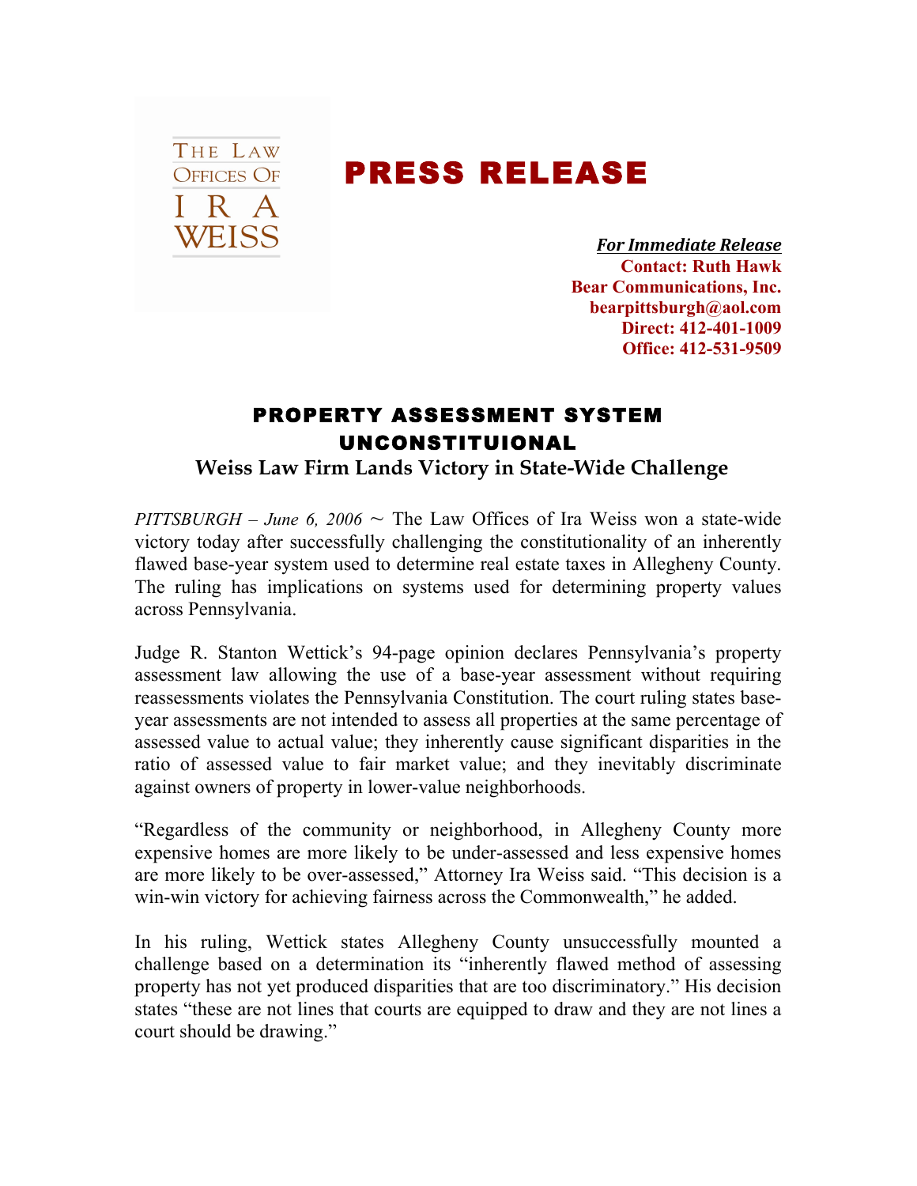THE LAW OFFICES OF IRA WEISS

# PRESS RELEASE

***For Immediate Release***
**Contact: Ruth Hawk**
**Bear Communications, Inc.**
**bearpittsburgh@aol.com**
**Direct: 412-401-1009**
**Office: 412-531-9509**

## PROPERTY ASSESSMENT SYSTEM UNCONSTITUIONAL

### Weiss Law Firm Lands Victory in State-Wide Challenge

*PITTSBURGH – June 6, 2006* ~ The Law Offices of Ira Weiss won a state-wide victory today after successfully challenging the constitutionality of an inherently flawed base-year system used to determine real estate taxes in Allegheny County. The ruling has implications on systems used for determining property values across Pennsylvania.

Judge R. Stanton Wettick's 94-page opinion declares Pennsylvania's property assessment law allowing the use of a base-year assessment without requiring reassessments violates the Pennsylvania Constitution. The court ruling states base-year assessments are not intended to assess all properties at the same percentage of assessed value to actual value; they inherently cause significant disparities in the ratio of assessed value to fair market value; and they inevitably discriminate against owners of property in lower-value neighborhoods.

"Regardless of the community or neighborhood, in Allegheny County more expensive homes are more likely to be under-assessed and less expensive homes are more likely to be over-assessed," Attorney Ira Weiss said. "This decision is a win-win victory for achieving fairness across the Commonwealth," he added.

In his ruling, Wettick states Allegheny County unsuccessfully mounted a challenge based on a determination its "inherently flawed method of assessing property has not yet produced disparities that are too discriminatory." His decision states "these are not lines that courts are equipped to draw and they are not lines a court should be drawing."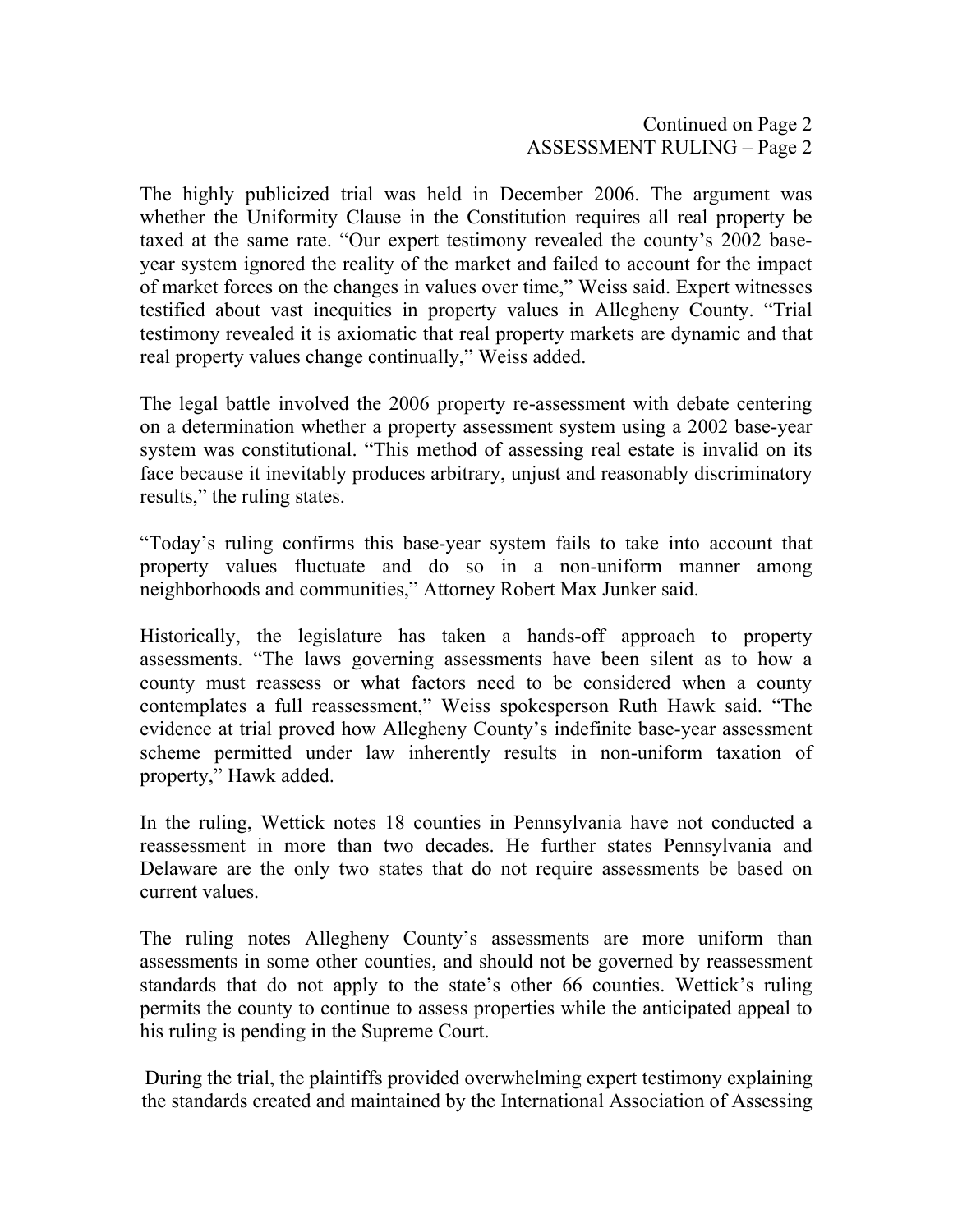Continued on Page 2

ASSESSMENT RULING – Page 2

The highly publicized trial was held in December 2006. The argument was whether the Uniformity Clause in the Constitution requires all real property be taxed at the same rate. "Our expert testimony revealed the county's 2002 base-year system ignored the reality of the market and failed to account for the impact of market forces on the changes in values over time," Weiss said. Expert witnesses testified about vast inequities in property values in Allegheny County. "Trial testimony revealed it is axiomatic that real property markets are dynamic and that real property values change continually," Weiss added.

The legal battle involved the 2006 property re-assessment with debate centering on a determination whether a property assessment system using a 2002 base-year system was constitutional. "This method of assessing real estate is invalid on its face because it inevitably produces arbitrary, unjust and reasonably discriminatory results," the ruling states.

"Today's ruling confirms this base-year system fails to take into account that property values fluctuate and do so in a non-uniform manner among neighborhoods and communities," Attorney Robert Max Junker said.

Historically, the legislature has taken a hands-off approach to property assessments. "The laws governing assessments have been silent as to how a county must reassess or what factors need to be considered when a county contemplates a full reassessment," Weiss spokesperson Ruth Hawk said. "The evidence at trial proved how Allegheny County's indefinite base-year assessment scheme permitted under law inherently results in non-uniform taxation of property," Hawk added.

In the ruling, Wettick notes 18 counties in Pennsylvania have not conducted a reassessment in more than two decades. He further states Pennsylvania and Delaware are the only two states that do not require assessments be based on current values.

The ruling notes Allegheny County's assessments are more uniform than assessments in some other counties, and should not be governed by reassessment standards that do not apply to the state's other 66 counties. Wettick's ruling permits the county to continue to assess properties while the anticipated appeal to his ruling is pending in the Supreme Court.

During the trial, the plaintiffs provided overwhelming expert testimony explaining the standards created and maintained by the International Association of Assessing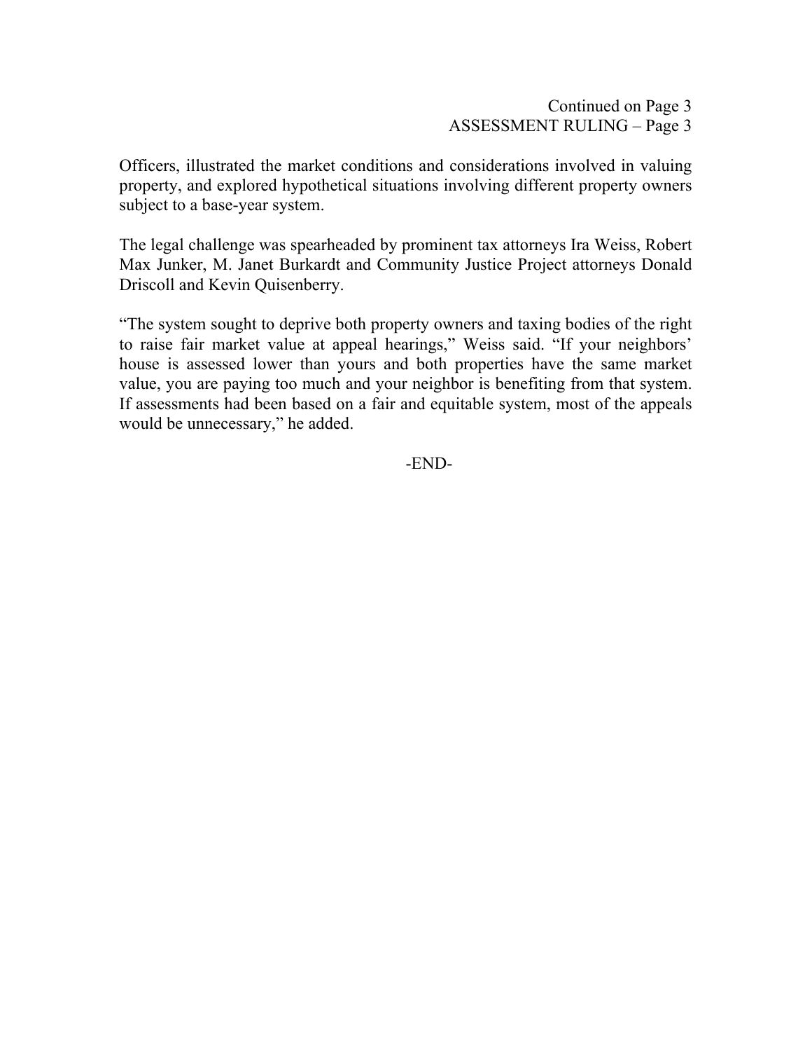Officers, illustrated the market conditions and considerations involved in valuing property, and explored hypothetical situations involving different property owners subject to a base-year system.

The legal challenge was spearheaded by prominent tax attorneys Ira Weiss, Robert Max Junker, M. Janet Burkardt and Community Justice Project attorneys Donald Driscoll and Kevin Quisenberry.

"The system sought to deprive both property owners and taxing bodies of the right to raise fair market value at appeal hearings," Weiss said. "If your neighbors' house is assessed lower than yours and both properties have the same market value, you are paying too much and your neighbor is benefiting from that system. If assessments had been based on a fair and equitable system, most of the appeals would be unnecessary," he added.

-END-